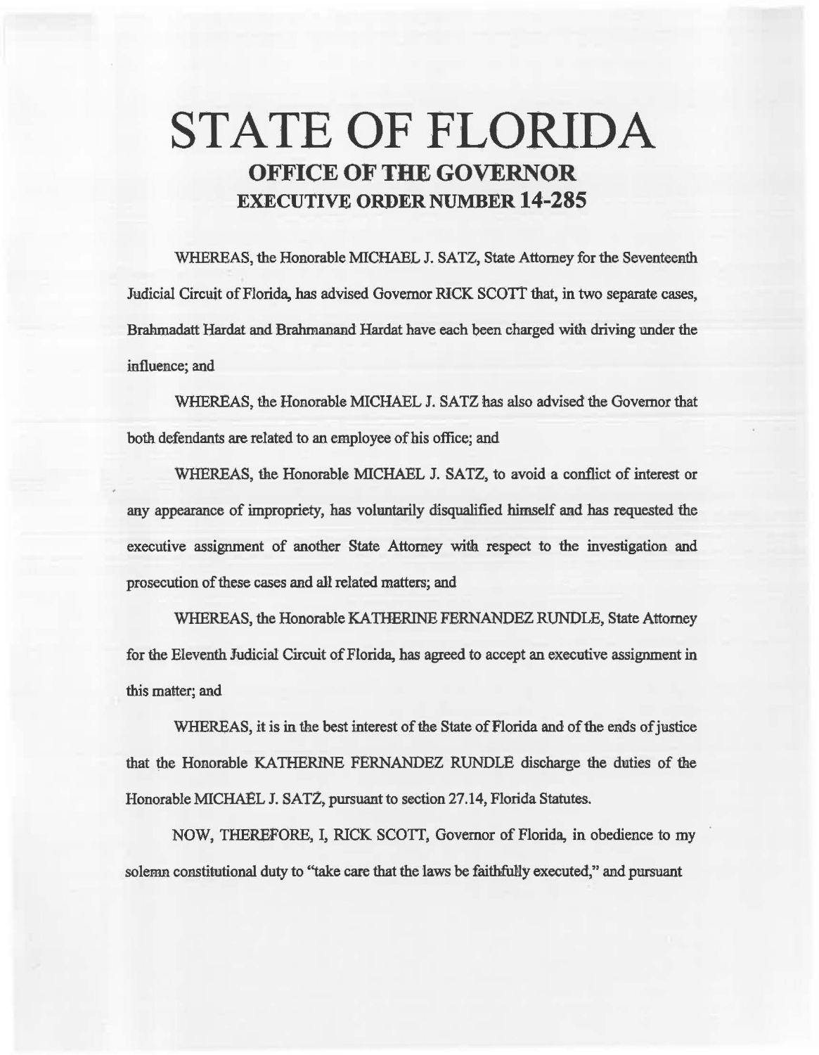# STATE OF FLORIDA

## OFFICE OF THE GOVERNOR

## EXECUTIVE ORDER NUMBER 14-285

WHEREAS, the Honorable MICHAEL J. SATZ, State Attorney for the Seventeenth Judicial Circuit of Florida, has advised Governor RICK SCOTT that, in two separate cases, Brahmadatt Hardat and Brahmanand Hardat have each been charged with driving under the influence; and

WHEREAS, the Honorable MICHAEL J. SATZ has also advised the Governor that both defendants are related to an employee of his office; and

WHEREAS, the Honorable MICHAEL J. SATZ, to avoid a conflict of interest or any appearance of impropriety, has voluntarily disqualified himself and has requested the executive assignment of another State Attorney with respect to the investigation and prosecution of these cases and all related matters; and

WHEREAS, the Honorable KATHERINE FERNANDEZ RUNDLE, State Attorney for the Eleventh Judicial Circuit of Florida, has agreed to accept an executive assignment in this matter; and

WHEREAS, it is in the best interest of the State of Florida and of the ends of justice that the Honorable KATHERINE FERNANDEZ RUNDLE discharge the duties of the Honorable MICHAEL J. SATZ, pursuant to section 27.14, Florida Statutes.

NOW, THEREFORE, I, RICK SCOTT, Governor of Florida, in obedience to my solemn constitutional duty to "take care that the laws be faithfully executed," and pursuant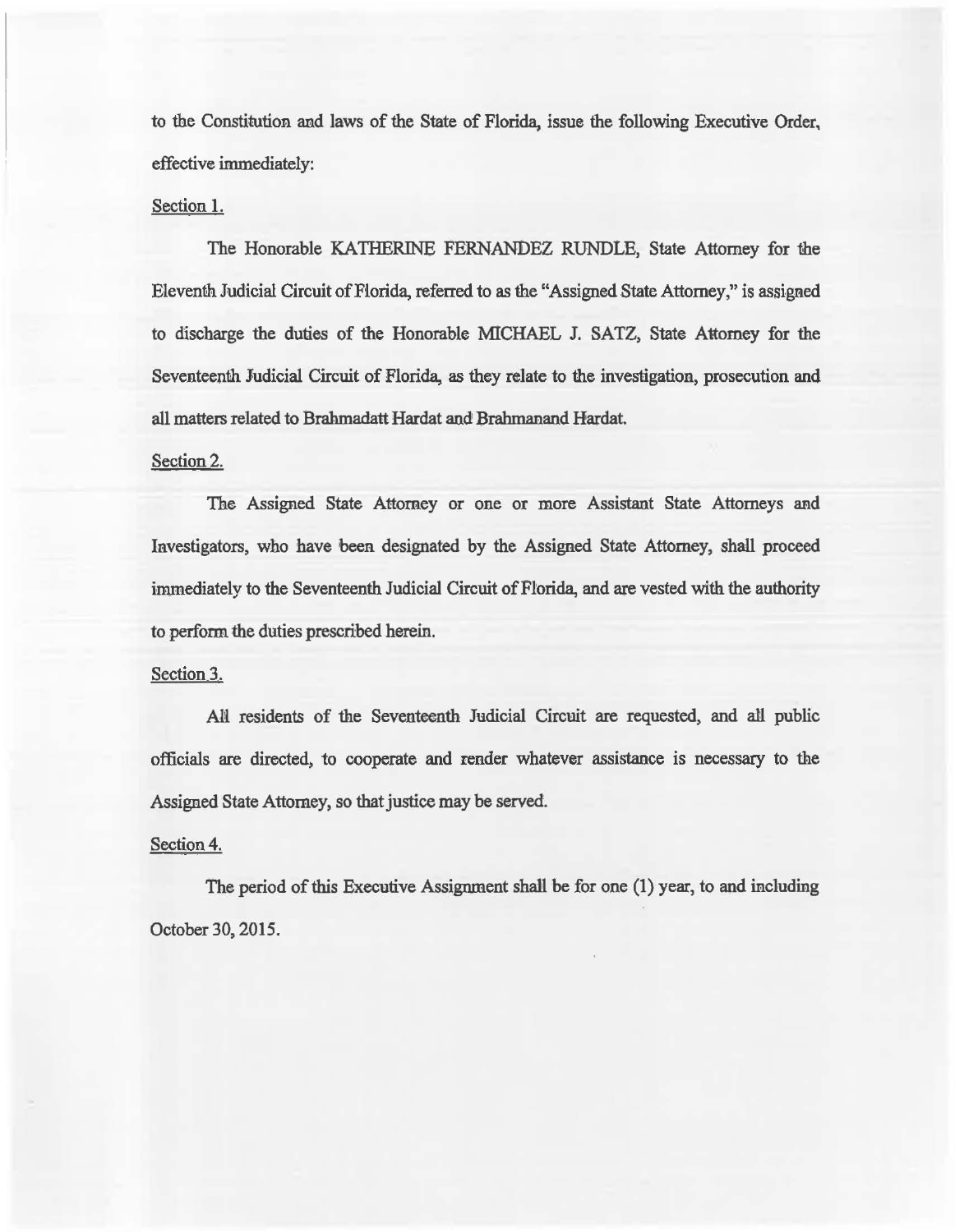to the Constitution and laws of the State of Florida, issue the following Executive Order, effective immediately:

Section 1.

The Honorable KATHERINE FERNANDEZ RUNDLE, State Attorney for the Eleventh Judicial Circuit of Florida, referred to as the "Assigned State Attorney," is assigned to discharge the duties of the Honorable MICHAEL J. SATZ, State Attorney for the Seventeenth Judicial Circuit of Florida, as they relate to the investigation, prosecution and all matters related to Brahmadatt Hardat and Brahmanand Hardat.

Section 2.

The Assigned State Attorney or one or more Assistant State Attorneys and Investigators, who have been designated by the Assigned State Attorney, shall proceed immediately to the Seventeenth Judicial Circuit of Florida, and are vested with the authority to perform the duties prescribed herein.

Section 3.

All residents of the Seventeenth Judicial Circuit are requested, and all public officials are directed, to cooperate and render whatever assistance is necessary to the Assigned State Attorney, so that justice may be served.

Section 4.

The period of this Executive Assignment shall be for one (1) year, to and including October 30, 2015.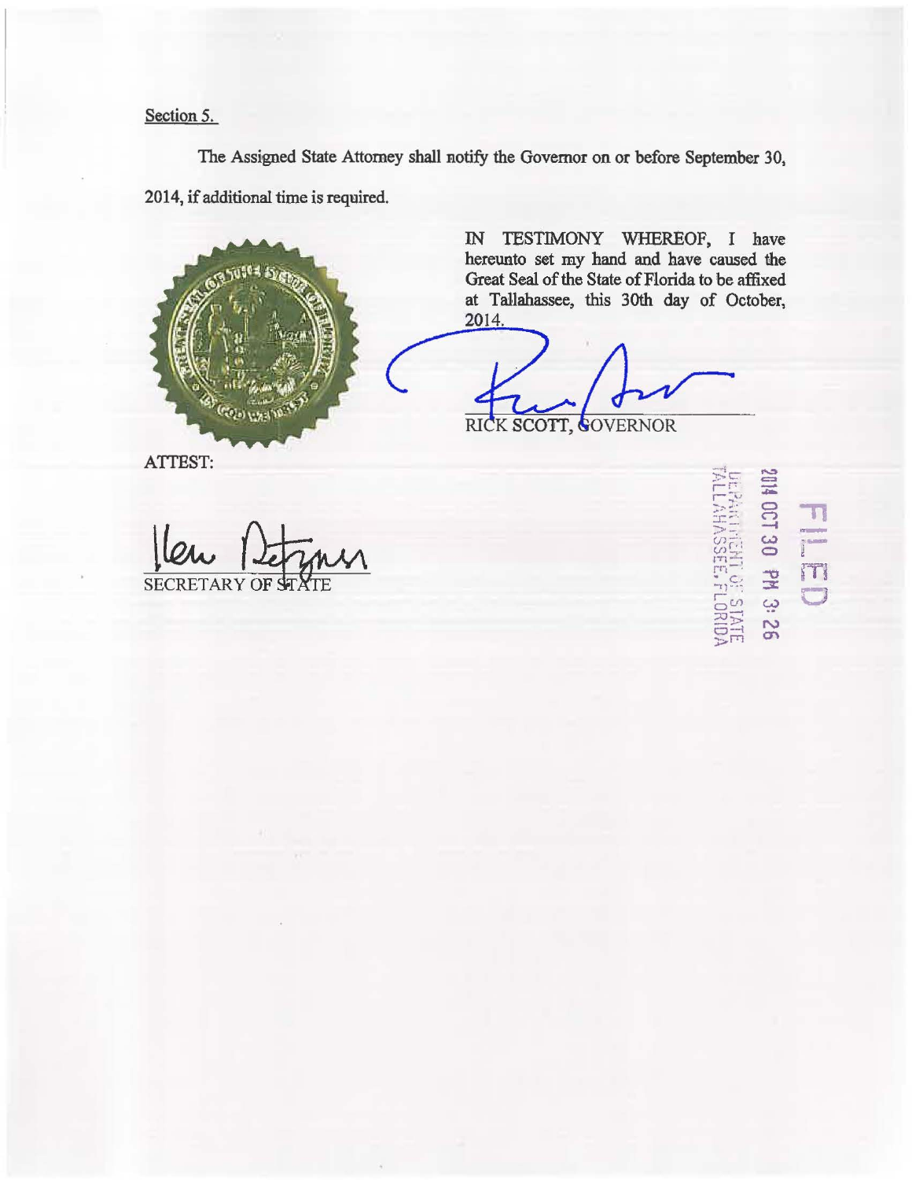Section 5.

The Assigned State Attorney shall notify the Governor on or before September 30, 2014, if additional time is required.

IN TESTIMONY WHEREOF, I have hereunto set my hand and have caused the Great Seal of the State of Florida to be affixed at Tallahassee, this 30th day of October, 2014.

RICK SCOTT, GOVERNOR

ATTEST:

SECRETARY OF STATE

FILED

2014 OCT 30 PM 3: 26

DEPARTMENT OF STATE
TALLAHASSEE, FLORIDA